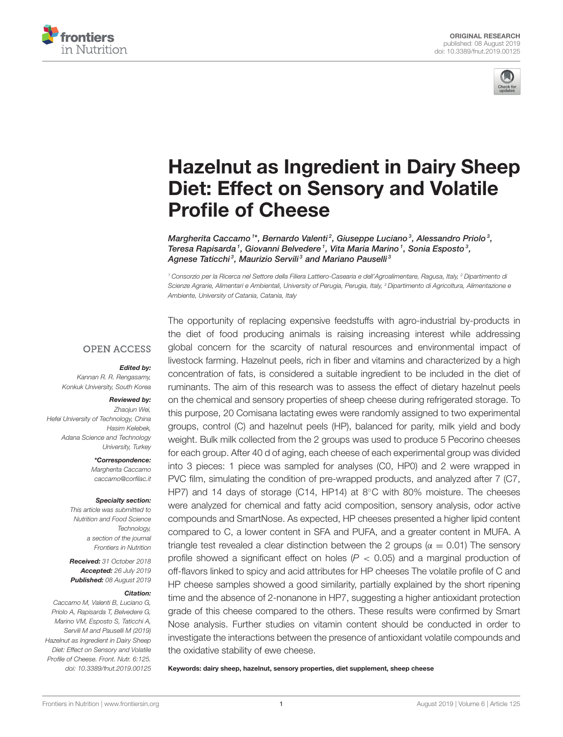ORIGINAL RESEARCH
published: 08 August 2019
doi: 10.3389/fnut.2019.00125

# Hazelnut as Ingredient in Dairy Sheep Diet: Effect on Sensory and Volatile Profile of Cheese

*Margherita Caccamo[1]\*, Bernardo Valenti[2], Giuseppe Luciano[3], Alessandro Priolo[3], Teresa Rapisarda[1], Giovanni Belvedere[1], Vita Maria Marino[1], Sonia Esposto[3], Agnese Taticchi[3], Maurizio Servili[3] and Mariano Pauselli[3]*

[1] Consorzio per la Ricerca nel Settore della Filiera Lattiero-Casearia e dell'Agroalimentare, Ragusa, Italy, [2] Dipartimento di Scienze Agrarie, Alimentari e Ambientali, University of Perugia, Perugia, Italy, [3] Dipartimento di Agricoltura, Alimentazione e Ambiente, University of Catania, Catania, Italy

OPEN ACCESS

***Edited by:***
Kannan R. R. Rengasamy, Konkuk University, South Korea

***Reviewed by:***
Zhaojun Wei, Hefei University of Technology, China
Hasim Kelebek, Adana Science and Technology University, Turkey

***\*Correspondence:***
Margherita Caccamo
caccamo@corfilac.it

***Specialty section:***
This article was submitted to Nutrition and Food Science Technology, a section of the journal Frontiers in Nutrition

***Received:*** 31 October 2018
***Accepted:*** 26 July 2019
***Published:*** 08 August 2019

***Citation:***
Caccamo M, Valenti B, Luciano G, Priolo A, Rapisarda T, Belvedere G, Marino VM, Esposto S, Taticchi A, Servili M and Pauselli M (2019) Hazelnut as Ingredient in Dairy Sheep Diet: Effect on Sensory and Volatile Profile of Cheese. Front. Nutr. 6:125. doi: 10.3389/fnut.2019.00125

The opportunity of replacing expensive feedstuffs with agro-industrial by-products in the diet of food producing animals is raising increasing interest while addressing global concern for the scarcity of natural resources and environmental impact of livestock farming. Hazelnut peels, rich in fiber and vitamins and characterized by a high concentration of fats, is considered a suitable ingredient to be included in the diet of ruminants. The aim of this research was to assess the effect of dietary hazelnut peels on the chemical and sensory properties of sheep cheese during refrigerated storage. To this purpose, 20 Comisana lactating ewes were randomly assigned to two experimental groups, control (C) and hazelnut peels (HP), balanced for parity, milk yield and body weight. Bulk milk collected from the 2 groups was used to produce 5 Pecorino cheeses for each group. After 40 d of aging, each cheese of each experimental group was divided into 3 pieces: 1 piece was sampled for analyses (C0, HP0) and 2 were wrapped in PVC film, simulating the condition of pre-wrapped products, and analyzed after 7 (C7, HP7) and 14 days of storage (C14, HP14) at 8°C with 80% moisture. The cheeses were analyzed for chemical and fatty acid composition, sensory analysis, odor active compounds and SmartNose. As expected, HP cheeses presented a higher lipid content compared to C, a lower content in SFA and PUFA, and a greater content in MUFA. A triangle test revealed a clear distinction between the 2 groups ($\alpha = 0.01$) The sensory profile showed a significant effect on holes ($P < 0.05$) and a marginal production of off-flavors linked to spicy and acid attributes for HP cheeses The volatile profile of C and HP cheese samples showed a good similarity, partially explained by the short ripening time and the absence of 2-nonanone in HP7, suggesting a higher antioxidant protection grade of this cheese compared to the others. These results were confirmed by Smart Nose analysis. Further studies on vitamin content should be conducted in order to investigate the interactions between the presence of antioxidant volatile compounds and the oxidative stability of ewe cheese.

**Keywords: dairy sheep, hazelnut, sensory properties, diet supplement, sheep cheese**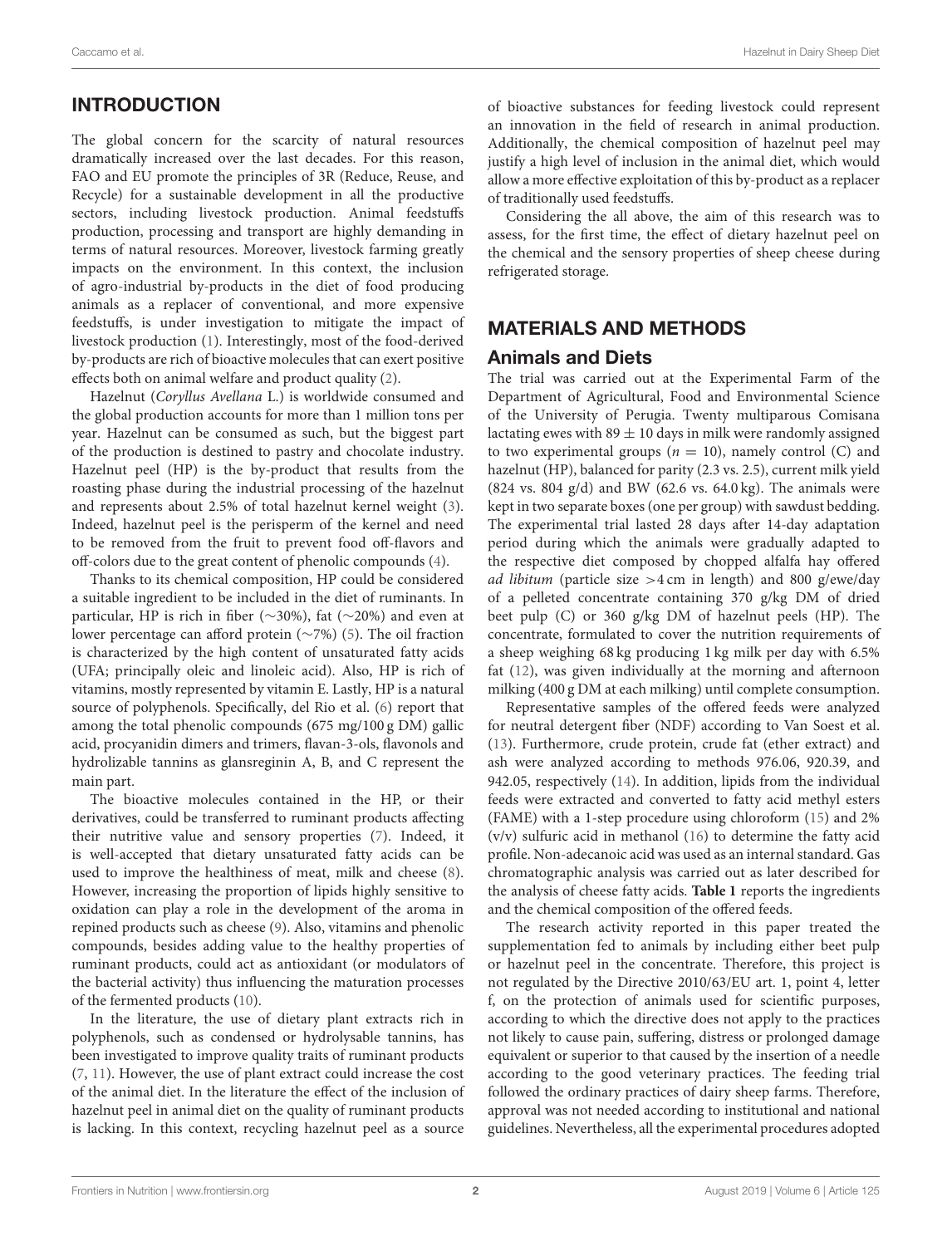## INTRODUCTION

The global concern for the scarcity of natural resources dramatically increased over the last decades. For this reason, FAO and EU promote the principles of 3R (Reduce, Reuse, and Recycle) for a sustainable development in all the productive sectors, including livestock production. Animal feedstuffs production, processing and transport are highly demanding in terms of natural resources. Moreover, livestock farming greatly impacts on the environment. In this context, the inclusion of agro-industrial by-products in the diet of food producing animals as a replacer of conventional, and more expensive feedstuffs, is under investigation to mitigate the impact of livestock production (1). Interestingly, most of the food-derived by-products are rich of bioactive molecules that can exert positive effects both on animal welfare and product quality (2).

Hazelnut (*Coryllus Avellana* L.) is worldwide consumed and the global production accounts for more than 1 million tons per year. Hazelnut can be consumed as such, but the biggest part of the production is destined to pastry and chocolate industry. Hazelnut peel (HP) is the by-product that results from the roasting phase during the industrial processing of the hazelnut and represents about 2.5% of total hazelnut kernel weight (3). Indeed, hazelnut peel is the perisperm of the kernel and need to be removed from the fruit to prevent food off-flavors and off-colors due to the great content of phenolic compounds (4).

Thanks to its chemical composition, HP could be considered a suitable ingredient to be included in the diet of ruminants. In particular, HP is rich in fiber (∼30%), fat (∼20%) and even at lower percentage can afford protein (∼7%) (5). The oil fraction is characterized by the high content of unsaturated fatty acids (UFA; principally oleic and linoleic acid). Also, HP is rich of vitamins, mostly represented by vitamin E. Lastly, HP is a natural source of polyphenols. Specifically, del Rio et al. (6) report that among the total phenolic compounds (675 mg/100 g DM) gallic acid, procyanidin dimers and trimers, flavan-3-ols, flavonols and hydrolizable tannins as glansreginin A, B, and C represent the main part.

The bioactive molecules contained in the HP, or their derivatives, could be transferred to ruminant products affecting their nutritive value and sensory properties (7). Indeed, it is well-accepted that dietary unsaturated fatty acids can be used to improve the healthiness of meat, milk and cheese (8). However, increasing the proportion of lipids highly sensitive to oxidation can play a role in the development of the aroma in repined products such as cheese (9). Also, vitamins and phenolic compounds, besides adding value to the healthy properties of ruminant products, could act as antioxidant (or modulators of the bacterial activity) thus influencing the maturation processes of the fermented products (10).

In the literature, the use of dietary plant extracts rich in polyphenols, such as condensed or hydrolysable tannins, has been investigated to improve quality traits of ruminant products (7, 11). However, the use of plant extract could increase the cost of the animal diet. In the literature the effect of the inclusion of hazelnut peel in animal diet on the quality of ruminant products is lacking. In this context, recycling hazelnut peel as a source of bioactive substances for feeding livestock could represent an innovation in the field of research in animal production. Additionally, the chemical composition of hazelnut peel may justify a high level of inclusion in the animal diet, which would allow a more effective exploitation of this by-product as a replacer of traditionally used feedstuffs.

Considering the all above, the aim of this research was to assess, for the first time, the effect of dietary hazelnut peel on the chemical and the sensory properties of sheep cheese during refrigerated storage.

## MATERIALS AND METHODS

### Animals and Diets

The trial was carried out at the Experimental Farm of the Department of Agricultural, Food and Environmental Science of the University of Perugia. Twenty multiparous Comisana lactating ewes with 89 ± 10 days in milk were randomly assigned to two experimental groups ($n = 10$), namely control (C) and hazelnut (HP), balanced for parity (2.3 vs. 2.5), current milk yield (824 vs. 804 g/d) and BW (62.6 vs. 64.0 kg). The animals were kept in two separate boxes (one per group) with sawdust bedding. The experimental trial lasted 28 days after 14-day adaptation period during which the animals were gradually adapted to the respective diet composed by chopped alfalfa hay offered *ad libitum* (particle size >4 cm in length) and 800 g/ewe/day of a pelleted concentrate containing 370 g/kg DM of dried beet pulp (C) or 360 g/kg DM of hazelnut peels (HP). The concentrate, formulated to cover the nutrition requirements of a sheep weighing 68 kg producing 1 kg milk per day with 6.5% fat (12), was given individually at the morning and afternoon milking (400 g DM at each milking) until complete consumption.

Representative samples of the offered feeds were analyzed for neutral detergent fiber (NDF) according to Van Soest et al. (13). Furthermore, crude protein, crude fat (ether extract) and ash were analyzed according to methods 976.06, 920.39, and 942.05, respectively (14). In addition, lipids from the individual feeds were extracted and converted to fatty acid methyl esters (FAME) with a 1-step procedure using chloroform (15) and 2% (v/v) sulfuric acid in methanol (16) to determine the fatty acid profile. Non-adecanoic acid was used as an internal standard. Gas chromatographic analysis was carried out as later described for the analysis of cheese fatty acids. **Table 1** reports the ingredients and the chemical composition of the offered feeds.

The research activity reported in this paper treated the supplementation fed to animals by including either beet pulp or hazelnut peel in the concentrate. Therefore, this project is not regulated by the Directive 2010/63/EU art. 1, point 4, letter f, on the protection of animals used for scientific purposes, according to which the directive does not apply to the practices not likely to cause pain, suffering, distress or prolonged damage equivalent or superior to that caused by the insertion of a needle according to the good veterinary practices. The feeding trial followed the ordinary practices of dairy sheep farms. Therefore, approval was not needed according to institutional and national guidelines. Nevertheless, all the experimental procedures adopted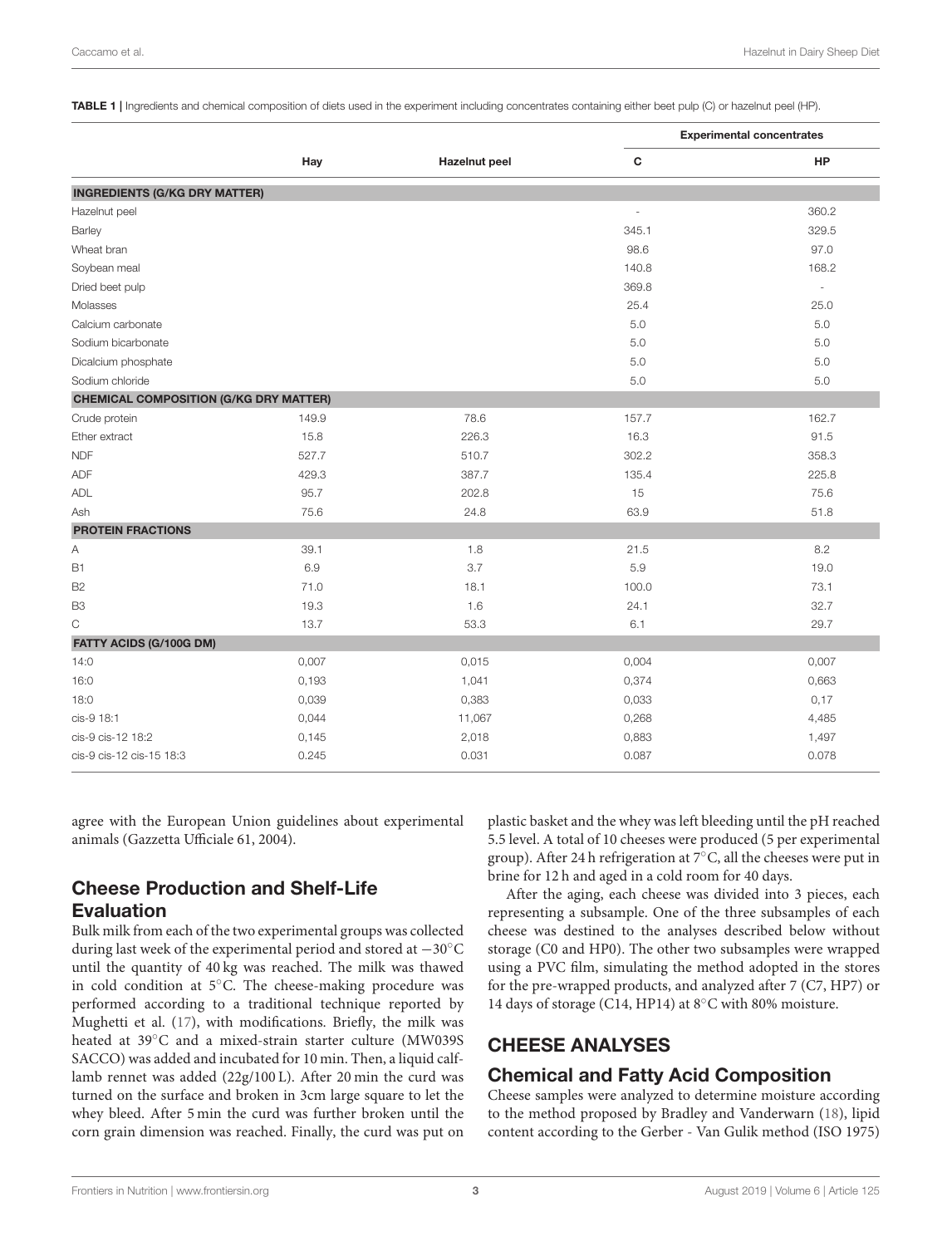**TABLE 1 |** Ingredients and chemical composition of diets used in the experiment including concentrates containing either beet pulp (C) or hazelnut peel (HP).

| | Hay | Hazelnut peel | Experimental concentrates | |
|---|---|---|---|---|
| | | | C | HP |
| **INGREDIENTS (G/KG DRY MATTER)** | | | | |
| Hazelnut peel | | | - | 360.2 |
| Barley | | | 345.1 | 329.5 |
| Wheat bran | | | 98.6 | 97.0 |
| Soybean meal | | | 140.8 | 168.2 |
| Dried beet pulp | | | 369.8 | - |
| Molasses | | | 25.4 | 25.0 |
| Calcium carbonate | | | 5.0 | 5.0 |
| Sodium bicarbonate | | | 5.0 | 5.0 |
| Dicalcium phosphate | | | 5.0 | 5.0 |
| Sodium chloride | | | 5.0 | 5.0 |
| **CHEMICAL COMPOSITION (G/KG DRY MATTER)** | | | | |
| Crude protein | 149.9 | 78.6 | 157.7 | 162.7 |
| Ether extract | 15.8 | 226.3 | 16.3 | 91.5 |
| NDF | 527.7 | 510.7 | 302.2 | 358.3 |
| ADF | 429.3 | 387.7 | 135.4 | 225.8 |
| ADL | 95.7 | 202.8 | 15 | 75.6 |
| Ash | 75.6 | 24.8 | 63.9 | 51.8 |
| **PROTEIN FRACTIONS** | | | | |
| A | 39.1 | 1.8 | 21.5 | 8.2 |
| B1 | 6.9 | 3.7 | 5.9 | 19.0 |
| B2 | 71.0 | 18.1 | 100.0 | 73.1 |
| B3 | 19.3 | 1.6 | 24.1 | 32.7 |
| C | 13.7 | 53.3 | 6.1 | 29.7 |
| **FATTY ACIDS (G/100G DM)** | | | | |
| 14:0 | 0,007 | 0,015 | 0,004 | 0,007 |
| 16:0 | 0,193 | 1,041 | 0,374 | 0,663 |
| 18:0 | 0,039 | 0,383 | 0,033 | 0,17 |
| cis-9 18:1 | 0,044 | 11,067 | 0,268 | 4,485 |
| cis-9 cis-12 18:2 | 0,145 | 2,018 | 0,883 | 1,497 |
| cis-9 cis-12 cis-15 18:3 | 0.245 | 0.031 | 0.087 | 0.078 |

agree with the European Union guidelines about experimental animals (Gazzetta Ufficiale 61, 2004).

## Cheese Production and Shelf-Life Evaluation

Bulk milk from each of the two experimental groups was collected during last week of the experimental period and stored at −30°C until the quantity of 40 kg was reached. The milk was thawed in cold condition at 5°C. The cheese-making procedure was performed according to a traditional technique reported by Mughetti et al. (17), with modifications. Briefly, the milk was heated at 39°C and a mixed-strain starter culture (MW039S SACCO) was added and incubated for 10 min. Then, a liquid calf-lamb rennet was added (22g/100 L). After 20 min the curd was turned on the surface and broken in 3cm large square to let the whey bleed. After 5 min the curd was further broken until the corn grain dimension was reached. Finally, the curd was put on plastic basket and the whey was left bleeding until the pH reached 5.5 level. A total of 10 cheeses were produced (5 per experimental group). After 24 h refrigeration at 7°C, all the cheeses were put in brine for 12 h and aged in a cold room for 40 days.

After the aging, each cheese was divided into 3 pieces, each representing a subsample. One of the three subsamples of each cheese was destined to the analyses described below without storage (C0 and HP0). The other two subsamples were wrapped using a PVC film, simulating the method adopted in the stores for the pre-wrapped products, and analyzed after 7 (C7, HP7) or 14 days of storage (C14, HP14) at 8°C with 80% moisture.

# CHEESE ANALYSES

## Chemical and Fatty Acid Composition

Cheese samples were analyzed to determine moisture according to the method proposed by Bradley and Vanderwarn (18), lipid content according to the Gerber - Van Gulik method (ISO 1975)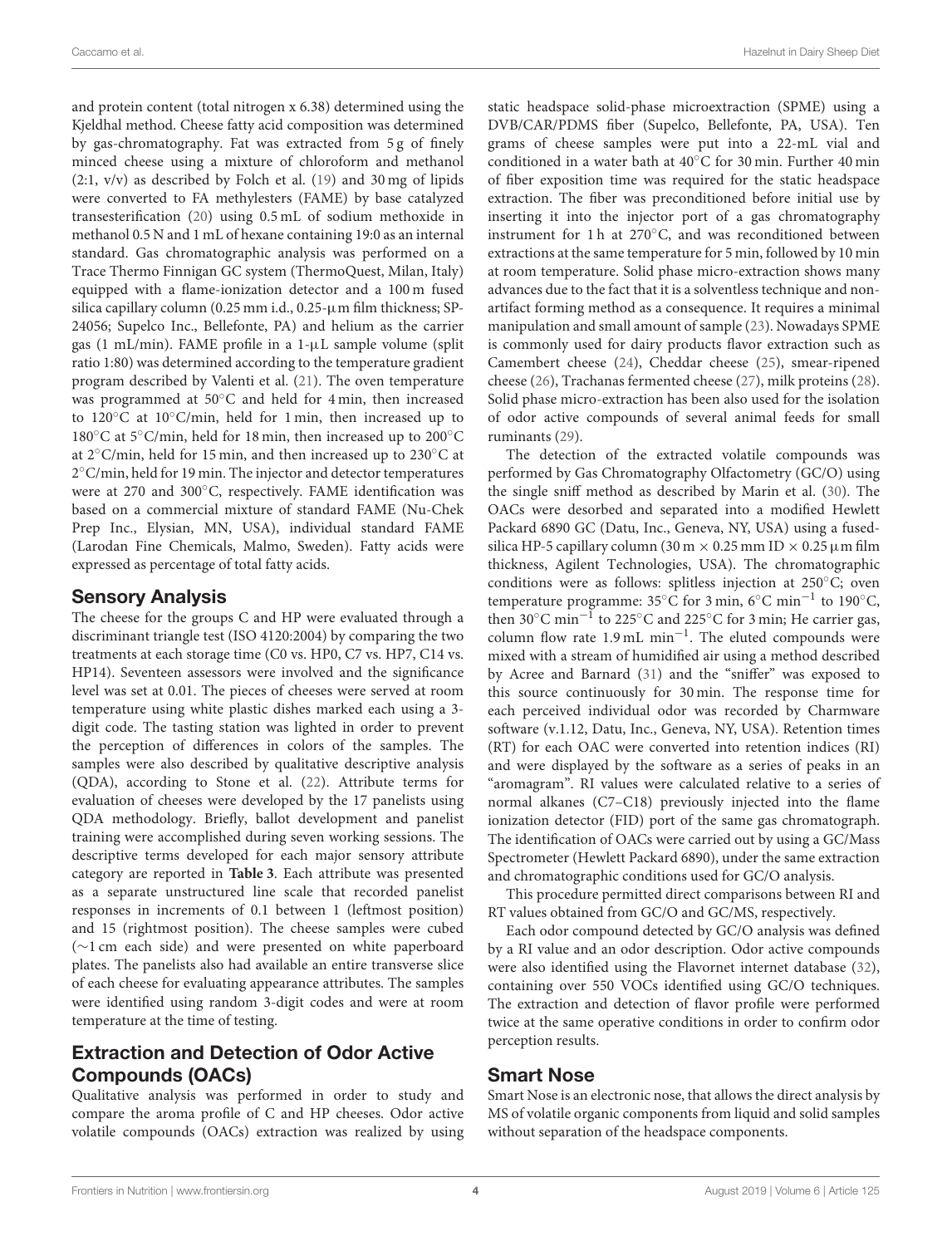and protein content (total nitrogen x 6.38) determined using the Kjeldhal method. Cheese fatty acid composition was determined by gas-chromatography. Fat was extracted from 5 g of finely minced cheese using a mixture of chloroform and methanol (2:1, v/v) as described by Folch et al. (19) and 30 mg of lipids were converted to FA methylesters (FAME) by base catalyzed transesterification (20) using 0.5 mL of sodium methoxide in methanol 0.5 N and 1 mL of hexane containing 19:0 as an internal standard. Gas chromatographic analysis was performed on a Trace Thermo Finnigan GC system (ThermoQuest, Milan, Italy) equipped with a flame-ionization detector and a 100 m fused silica capillary column (0.25 mm i.d., 0.25-μm film thickness; SP-24056; Supelco Inc., Bellefonte, PA) and helium as the carrier gas (1 mL/min). FAME profile in a 1-μL sample volume (split ratio 1:80) was determined according to the temperature gradient program described by Valenti et al. (21). The oven temperature was programmed at 50°C and held for 4 min, then increased to 120°C at 10°C/min, held for 1 min, then increased up to 180°C at 5°C/min, held for 18 min, then increased up to 200°C at 2°C/min, held for 15 min, and then increased up to 230°C at 2°C/min, held for 19 min. The injector and detector temperatures were at 270 and 300°C, respectively. FAME identification was based on a commercial mixture of standard FAME (Nu-Chek Prep Inc., Elysian, MN, USA), individual standard FAME (Larodan Fine Chemicals, Malmo, Sweden). Fatty acids were expressed as percentage of total fatty acids.

## Sensory Analysis

The cheese for the groups C and HP were evaluated through a discriminant triangle test (ISO 4120:2004) by comparing the two treatments at each storage time (C0 vs. HP0, C7 vs. HP7, C14 vs. HP14). Seventeen assessors were involved and the significance level was set at 0.01. The pieces of cheeses were served at room temperature using white plastic dishes marked each using a 3-digit code. The tasting station was lighted in order to prevent the perception of differences in colors of the samples. The samples were also described by qualitative descriptive analysis (QDA), according to Stone et al. (22). Attribute terms for evaluation of cheeses were developed by the 17 panelists using QDA methodology. Briefly, ballot development and panelist training were accomplished during seven working sessions. The descriptive terms developed for each major sensory attribute category are reported in **Table 3**. Each attribute was presented as a separate unstructured line scale that recorded panelist responses in increments of 0.1 between 1 (leftmost position) and 15 (rightmost position). The cheese samples were cubed (~1 cm each side) and were presented on white paperboard plates. The panelists also had available an entire transverse slice of each cheese for evaluating appearance attributes. The samples were identified using random 3-digit codes and were at room temperature at the time of testing.

## Extraction and Detection of Odor Active Compounds (OACs)

Qualitative analysis was performed in order to study and compare the aroma profile of C and HP cheeses. Odor active volatile compounds (OACs) extraction was realized by using static headspace solid-phase microextraction (SPME) using a DVB/CAR/PDMS fiber (Supelco, Bellefonte, PA, USA). Ten grams of cheese samples were put into a 22-mL vial and conditioned in a water bath at 40°C for 30 min. Further 40 min of fiber exposition time was required for the static headspace extraction. The fiber was preconditioned before initial use by inserting it into the injector port of a gas chromatography instrument for 1 h at 270°C, and was reconditioned between extractions at the same temperature for 5 min, followed by 10 min at room temperature. Solid phase micro-extraction shows many advances due to the fact that it is a solventless technique and non-artifact forming method as a consequence. It requires a minimal manipulation and small amount of sample (23). Nowadays SPME is commonly used for dairy products flavor extraction such as Camembert cheese (24), Cheddar cheese (25), smear-ripened cheese (26), Trachanas fermented cheese (27), milk proteins (28). Solid phase micro-extraction has been also used for the isolation of odor active compounds of several animal feeds for small ruminants (29).

The detection of the extracted volatile compounds was performed by Gas Chromatography Olfactometry (GC/O) using the single sniff method as described by Marin et al. (30). The OACs were desorbed and separated into a modified Hewlett Packard 6890 GC (Datu, Inc., Geneva, NY, USA) using a fused-silica HP-5 capillary column (30 m × 0.25 mm ID × 0.25 μm film thickness, Agilent Technologies, USA). The chromatographic conditions were as follows: splitless injection at 250°C; oven temperature programme: 35°C for 3 min, 6°C $\text{min}^{-1}$ to 190°C, then 30°C $\text{min}^{-1}$ to 225°C and 225°C for 3 min; He carrier gas, column flow rate 1.9 mL $\text{min}^{-1}$. The eluted compounds were mixed with a stream of humidified air using a method described by Acree and Barnard (31) and the "sniffer" was exposed to this source continuously for 30 min. The response time for each perceived individual odor was recorded by Charmware software (v.1.12, Datu, Inc., Geneva, NY, USA). Retention times (RT) for each OAC were converted into retention indices (RI) and were displayed by the software as a series of peaks in an "aromagram". RI values were calculated relative to a series of normal alkanes (C7–C18) previously injected into the flame ionization detector (FID) port of the same gas chromatograph. The identification of OACs were carried out by using a GC/Mass Spectrometer (Hewlett Packard 6890), under the same extraction and chromatographic conditions used for GC/O analysis.

This procedure permitted direct comparisons between RI and RT values obtained from GC/O and GC/MS, respectively.

Each odor compound detected by GC/O analysis was defined by a RI value and an odor description. Odor active compounds were also identified using the Flavornet internet database (32), containing over 550 VOCs identified using GC/O techniques. The extraction and detection of flavor profile were performed twice at the same operative conditions in order to confirm odor perception results.

## Smart Nose

Smart Nose is an electronic nose, that allows the direct analysis by MS of volatile organic components from liquid and solid samples without separation of the headspace components.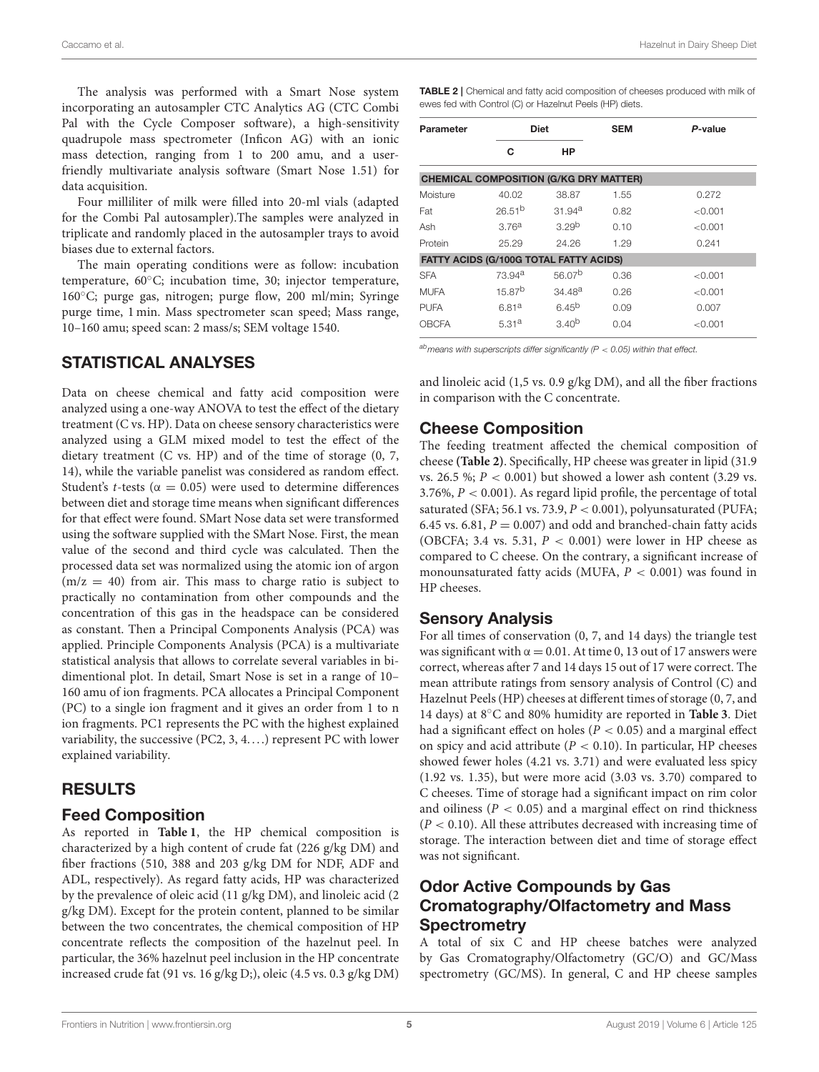The analysis was performed with a Smart Nose system incorporating an autosampler CTC Analytics AG (CTC Combi Pal with the Cycle Composer software), a high-sensitivity quadrupole mass spectrometer (Inficon AG) with an ionic mass detection, ranging from 1 to 200 amu, and a user-friendly multivariate analysis software (Smart Nose 1.51) for data acquisition.

Four milliliter of milk were filled into 20-ml vials (adapted for the Combi Pal autosampler).The samples were analyzed in triplicate and randomly placed in the autosampler trays to avoid biases due to external factors.

The main operating conditions were as follow: incubation temperature, 60°C; incubation time, 30; injector temperature, 160°C; purge gas, nitrogen; purge flow, 200 ml/min; Syringe purge time, 1 min. Mass spectrometer scan speed; Mass range, 10–160 amu; speed scan: 2 mass/s; SEM voltage 1540.

## STATISTICAL ANALYSES

Data on cheese chemical and fatty acid composition were analyzed using a one-way ANOVA to test the effect of the dietary treatment (C vs. HP). Data on cheese sensory characteristics were analyzed using a GLM mixed model to test the effect of the dietary treatment (C vs. HP) and of the time of storage (0, 7, 14), while the variable panelist was considered as random effect. Student's *t*-tests ($\alpha = 0.05$) were used to determine differences between diet and storage time means when significant differences for that effect were found. SMart Nose data set were transformed using the software supplied with the SMart Nose. First, the mean value of the second and third cycle was calculated. Then the processed data set was normalized using the atomic ion of argon ($m/z = 40$) from air. This mass to charge ratio is subject to practically no contamination from other compounds and the concentration of this gas in the headspace can be considered as constant. Then a Principal Components Analysis (PCA) was applied. Principle Components Analysis (PCA) is a multivariate statistical analysis that allows to correlate several variables in bi-dimentional plot. In detail, Smart Nose is set in a range of 10–160 amu of ion fragments. PCA allocates a Principal Component (PC) to a single ion fragment and it gives an order from 1 to n ion fragments. PC1 represents the PC with the highest explained variability, the successive (PC2, 3, 4....) represent PC with lower explained variability.

## RESULTS

### Feed Composition

As reported in **Table 1**, the HP chemical composition is characterized by a high content of crude fat (226 g/kg DM) and fiber fractions (510, 388 and 203 g/kg DM for NDF, ADF and ADL, respectively). As regard fatty acids, HP was characterized by the prevalence of oleic acid (11 g/kg DM), and linoleic acid (2 g/kg DM). Except for the protein content, planned to be similar between the two concentrates, the chemical composition of HP concentrate reflects the composition of the hazelnut peel. In particular, the 36% hazelnut peel inclusion in the HP concentrate increased crude fat (91 vs. 16 g/kg D;), oleic (4.5 vs. 0.3 g/kg DM) and linoleic acid (1,5 vs. 0.9 g/kg DM), and all the fiber fractions in comparison with the C concentrate.

**TABLE 2 |** Chemical and fatty acid composition of cheeses produced with milk of ewes fed with Control (C) or Hazelnut Peels (HP) diets.

| Parameter | Diet | | SEM | *P*-value |
|---|---|---|---|---|
| | C | HP | | |
| **CHEMICAL COMPOSITION (G/KG DRY MATTER)** | | | | |
| Moisture | 40.02 | 38.87 | 1.55 | 0.272 |
| Fat | 26.51[b] | 31.94[a] | 0.82 | <0.001 |
| Ash | 3.76[a] | 3.29[b] | 0.10 | <0.001 |
| Protein | 25.29 | 24.26 | 1.29 | 0.241 |
| **FATTY ACIDS (G/100G TOTAL FATTY ACIDS)** | | | | |
| SFA | 73.94[a] | 56.07[b] | 0.36 | <0.001 |
| MUFA | 15.87[b] | 34.48[a] | 0.26 | <0.001 |
| PUFA | 6.81[a] | 6.45[b] | 0.09 | 0.007 |
| OBCFA | 5.31[a] | 3.40[b] | 0.04 | <0.001 |

[ab]*means with superscripts differ significantly ($P < 0.05$) within that effect.*

### Cheese Composition

The feeding treatment affected the chemical composition of cheese **(Table 2)**. Specifically, HP cheese was greater in lipid (31.9 vs. 26.5 %; $P < 0.001$) but showed a lower ash content (3.29 vs. 3.76%, $P < 0.001$). As regard lipid profile, the percentage of total saturated (SFA; 56.1 vs. 73.9, $P < 0.001$), polyunsaturated (PUFA; 6.45 vs. 6.81, $P = 0.007$) and odd and branched-chain fatty acids (OBCFA; 3.4 vs. 5.31, $P < 0.001$) were lower in HP cheese as compared to C cheese. On the contrary, a significant increase of monounsaturated fatty acids (MUFA, $P < 0.001$) was found in HP cheeses.

### Sensory Analysis

For all times of conservation (0, 7, and 14 days) the triangle test was significant with $\alpha = 0.01$. At time 0, 13 out of 17 answers were correct, whereas after 7 and 14 days 15 out of 17 were correct. The mean attribute ratings from sensory analysis of Control (C) and Hazelnut Peels (HP) cheeses at different times of storage (0, 7, and 14 days) at 8°C and 80% humidity are reported in **Table 3**. Diet had a significant effect on holes ($P < 0.05$) and a marginal effect on spicy and acid attribute ($P < 0.10$). In particular, HP cheeses showed fewer holes (4.21 vs. 3.71) and were evaluated less spicy (1.92 vs. 1.35), but were more acid (3.03 vs. 3.70) compared to C cheeses. Time of storage had a significant impact on rim color and oiliness ($P < 0.05$) and a marginal effect on rind thickness ($P < 0.10$). All these attributes decreased with increasing time of storage. The interaction between diet and time of storage effect was not significant.

### Odor Active Compounds by Gas Cromatography/Olfactometry and Mass Spectrometry

A total of six C and HP cheese batches were analyzed by Gas Chromatography/Olfactometry (GC/O) and GC/Mass spectrometry (GC/MS). In general, C and HP cheese samples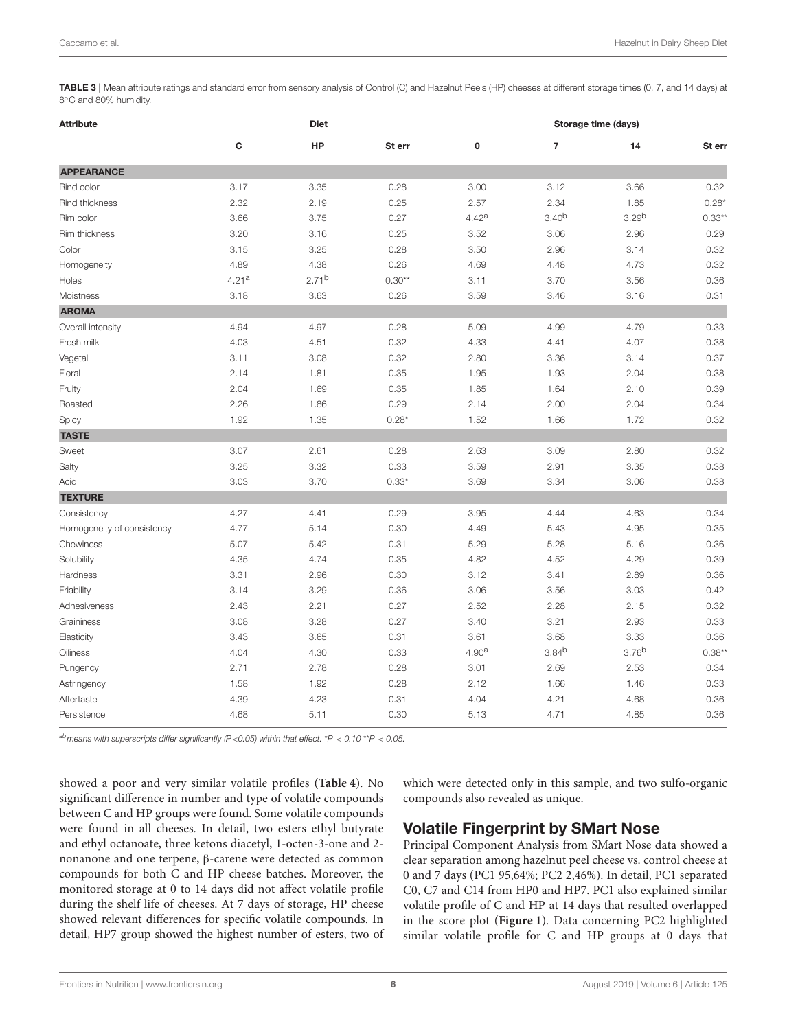**TABLE 3 |** Mean attribute ratings and standard error from sensory analysis of Control (C) and Hazelnut Peels (HP) cheeses at different storage times (0, 7, and 14 days) at 8°C and 80% humidity.

| Attribute | Diet | | | Storage time (days) | | | |
|---|---|---|---|---|---|---|---|
| | C | HP | St err | 0 | 7 | 14 | St err |
| **APPEARANCE** | | | | | | | |
| Rind color | 3.17 | 3.35 | 0.28 | 3.00 | 3.12 | 3.66 | 0.32 |
| Rind thickness | 2.32 | 2.19 | 0.25 | 2.57 | 2.34 | 1.85 | 0.28* |
| Rim color | 3.66 | 3.75 | 0.27 | 4.42[a] | 3.40[b] | 3.29[b] | 0.33** |
| Rim thickness | 3.20 | 3.16 | 0.25 | 3.52 | 3.06 | 2.96 | 0.29 |
| Color | 3.15 | 3.25 | 0.28 | 3.50 | 2.96 | 3.14 | 0.32 |
| Homogeneity | 4.89 | 4.38 | 0.26 | 4.69 | 4.48 | 4.73 | 0.32 |
| Holes | 4.21[a] | 2.71[b] | 0.30** | 3.11 | 3.70 | 3.56 | 0.36 |
| Moistness | 3.18 | 3.63 | 0.26 | 3.59 | 3.46 | 3.16 | 0.31 |
| **AROMA** | | | | | | | |
| Overall intensity | 4.94 | 4.97 | 0.28 | 5.09 | 4.99 | 4.79 | 0.33 |
| Fresh milk | 4.03 | 4.51 | 0.32 | 4.33 | 4.41 | 4.07 | 0.38 |
| Vegetal | 3.11 | 3.08 | 0.32 | 2.80 | 3.36 | 3.14 | 0.37 |
| Floral | 2.14 | 1.81 | 0.35 | 1.95 | 1.93 | 2.04 | 0.38 |
| Fruity | 2.04 | 1.69 | 0.35 | 1.85 | 1.64 | 2.10 | 0.39 |
| Roasted | 2.26 | 1.86 | 0.29 | 2.14 | 2.00 | 2.04 | 0.34 |
| Spicy | 1.92 | 1.35 | 0.28* | 1.52 | 1.66 | 1.72 | 0.32 |
| **TASTE** | | | | | | | |
| Sweet | 3.07 | 2.61 | 0.28 | 2.63 | 3.09 | 2.80 | 0.32 |
| Salty | 3.25 | 3.32 | 0.33 | 3.59 | 2.91 | 3.35 | 0.38 |
| Acid | 3.03 | 3.70 | 0.33* | 3.69 | 3.34 | 3.06 | 0.38 |
| **TEXTURE** | | | | | | | |
| Consistency | 4.27 | 4.41 | 0.29 | 3.95 | 4.44 | 4.63 | 0.34 |
| Homogeneity of consistency | 4.77 | 5.14 | 0.30 | 4.49 | 5.43 | 4.95 | 0.35 |
| Chewiness | 5.07 | 5.42 | 0.31 | 5.29 | 5.28 | 5.16 | 0.36 |
| Solubility | 4.35 | 4.74 | 0.35 | 4.82 | 4.52 | 4.29 | 0.39 |
| Hardness | 3.31 | 2.96 | 0.30 | 3.12 | 3.41 | 2.89 | 0.36 |
| Friability | 3.14 | 3.29 | 0.36 | 3.06 | 3.56 | 3.03 | 0.42 |
| Adhesiveness | 2.43 | 2.21 | 0.27 | 2.52 | 2.28 | 2.15 | 0.32 |
| Graininess | 3.08 | 3.28 | 0.27 | 3.40 | 3.21 | 2.93 | 0.33 |
| Elasticity | 3.43 | 3.65 | 0.31 | 3.61 | 3.68 | 3.33 | 0.36 |
| Oiliness | 4.04 | 4.30 | 0.33 | 4.90[a] | 3.84[b] | 3.76[b] | 0.38** |
| Pungency | 2.71 | 2.78 | 0.28 | 3.01 | 2.69 | 2.53 | 0.34 |
| Astringency | 1.58 | 1.92 | 0.28 | 2.12 | 1.66 | 1.46 | 0.33 |
| Aftertaste | 4.39 | 4.23 | 0.31 | 4.04 | 4.21 | 4.68 | 0.36 |
| Persistence | 4.68 | 5.11 | 0.30 | 5.13 | 4.71 | 4.85 | 0.36 |

[ab] means with superscripts differ significantly ($P<0.05$) within that effect. *$P < 0.10$ **$P < 0.05$.

showed a poor and very similar volatile profiles (**Table 4**). No significant difference in number and type of volatile compounds between C and HP groups were found. Some volatile compounds were found in all cheeses. In detail, two esters ethyl butyrate and ethyl octanoate, three ketons diacetyl, 1-octen-3-one and 2-nonanone and one terpene, β-carene were detected as common compounds for both C and HP cheese batches. Moreover, the monitored storage at 0 to 14 days did not affect volatile profile during the shelf life of cheeses. At 7 days of storage, HP cheese showed relevant differences for specific volatile compounds. In detail, HP7 group showed the highest number of esters, two of which were detected only in this sample, and two sulfo-organic compounds also revealed as unique.

## Volatile Fingerprint by SMart Nose

Principal Component Analysis from SMart Nose data showed a clear separation among hazelnut peel cheese vs. control cheese at 0 and 7 days (PC1 95,64%; PC2 2,46%). In detail, PC1 separated C0, C7 and C14 from HP0 and HP7. PC1 also explained similar volatile profile of C and HP at 14 days that resulted overlapped in the score plot (**Figure 1**). Data concerning PC2 highlighted similar volatile profile for C and HP groups at 0 days that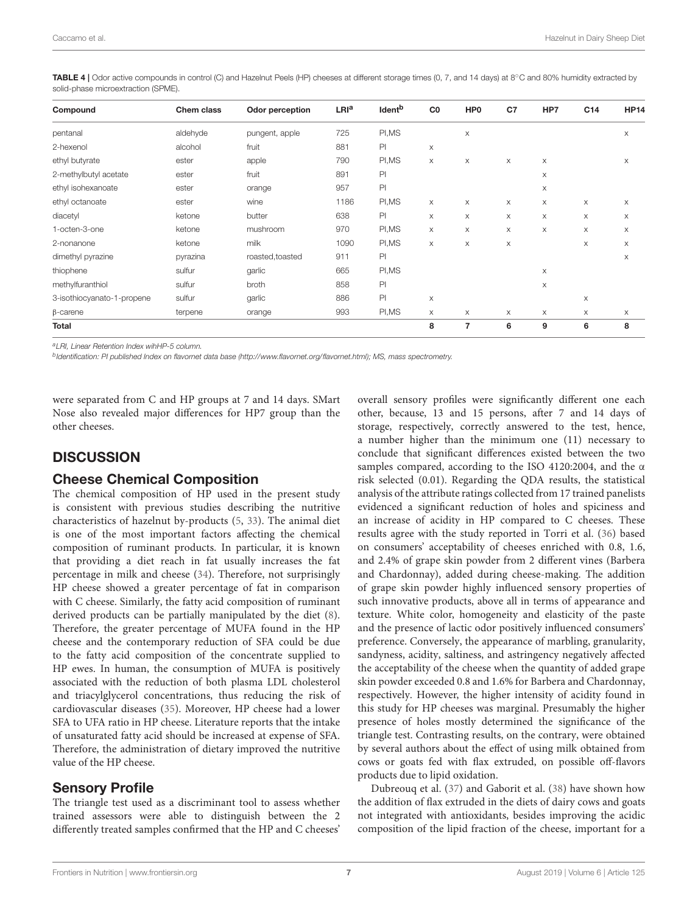**TABLE 4** | Odor active compounds in control (C) and Hazelnut Peels (HP) cheeses at different storage times (0, 7, and 14 days) at 8°C and 80% humidity extracted by solid-phase microextraction (SPME).

| Compound | Chem class | Odor perception | LRI[a] | Ident[b] | C0 | HP0 | C7 | HP7 | C14 | HP14 |
|---|---|---|---|---|---|---|---|---|---|---|
| pentanal | aldehyde | pungent, apple | 725 | PI,MS | | x | | | | x |
| 2-hexenol | alcohol | fruit | 881 | PI | x | | | | | |
| ethyl butyrate | ester | apple | 790 | PI,MS | x | x | x | x | | x |
| 2-methylbutyl acetate | ester | fruit | 891 | PI | | | | x | | |
| ethyl isohexanoate | ester | orange | 957 | PI | | | | x | | |
| ethyl octanoate | ester | wine | 1186 | PI,MS | x | x | x | x | x | x |
| diacetyl | ketone | butter | 638 | PI | x | x | x | x | x | x |
| 1-octen-3-one | ketone | mushroom | 970 | PI,MS | x | x | x | x | x | x |
| 2-nonanone | ketone | milk | 1090 | PI,MS | x | x | x | | x | x |
| dimethyl pyrazine | pyrazina | roasted,toasted | 911 | PI | | | | | | x |
| thiophene | sulfur | garlic | 665 | PI,MS | | | | x | | |
| methylfuranthiol | sulfur | broth | 858 | PI | | | | x | | |
| 3-isothiocyanato-1-propene | sulfur | garlic | 886 | PI | x | | | | x | |
| β-carene | terpene | orange | 993 | PI,MS | x | x | x | x | x | x |
| **Total** | | | | | **8** | **7** | **6** | **9** | **6** | **8** |

[a]LRI, Linear Retention Index wihHP-5 column.

[b]Identification: PI published Index on flavornet data base (http://www.flavornet.org/flavornet.html); MS, mass spectrometry.

were separated from C and HP groups at 7 and 14 days. SMart Nose also revealed major differences for HP7 group than the other cheeses.

## DISCUSSION

### Cheese Chemical Composition

The chemical composition of HP used in the present study is consistent with previous studies describing the nutritive characteristics of hazelnut by-products (5, 33). The animal diet is one of the most important factors affecting the chemical composition of ruminant products. In particular, it is known that providing a diet reach in fat usually increases the fat percentage in milk and cheese (34). Therefore, not surprisingly HP cheese showed a greater percentage of fat in comparison with C cheese. Similarly, the fatty acid composition of ruminant derived products can be partially manipulated by the diet (8). Therefore, the greater percentage of MUFA found in the HP cheese and the contemporary reduction of SFA could be due to the fatty acid composition of the concentrate supplied to HP ewes. In human, the consumption of MUFA is positively associated with the reduction of both plasma LDL cholesterol and triacylglycerol concentrations, thus reducing the risk of cardiovascular diseases (35). Moreover, HP cheese had a lower SFA to UFA ratio in HP cheese. Literature reports that the intake of unsaturated fatty acid should be increased at expense of SFA. Therefore, the administration of dietary improved the nutritive value of the HP cheese.

### Sensory Profile

The triangle test used as a discriminant tool to assess whether trained assessors were able to distinguish between the 2 differently treated samples confirmed that the HP and C cheeses' overall sensory profiles were significantly different one each other, because, 13 and 15 persons, after 7 and 14 days of storage, respectively, correctly answered to the test, hence, a number higher than the minimum one (11) necessary to conclude that significant differences existed between the two samples compared, according to the ISO 4120:2004, and the α risk selected (0.01). Regarding the QDA results, the statistical analysis of the attribute ratings collected from 17 trained panelists evidenced a significant reduction of holes and spiciness and an increase of acidity in HP compared to C cheeses. These results agree with the study reported in Torri et al. (36) based on consumers' acceptability of cheeses enriched with 0.8, 1.6, and 2.4% of grape skin powder from 2 different vines (Barbera and Chardonnay), added during cheese-making. The addition of grape skin powder highly influenced sensory properties of such innovative products, above all in terms of appearance and texture. White color, homogeneity and elasticity of the paste and the presence of lactic odor positively influenced consumers' preference. Conversely, the appearance of marbling, granularity, sandyness, acidity, saltiness, and astringency negatively affected the acceptability of the cheese when the quantity of added grape skin powder exceeded 0.8 and 1.6% for Barbera and Chardonnay, respectively. However, the higher intensity of acidity found in this study for HP cheeses was marginal. Presumably the higher presence of holes mostly determined the significance of the triangle test. Contrasting results, on the contrary, were obtained by several authors about the effect of using milk obtained from cows or goats fed with flax extruded, on possible off-flavors products due to lipid oxidation.

Dubreouq et al. (37) and Gaborit et al. (38) have shown how the addition of flax extruded in the diets of dairy cows and goats not integrated with antioxidants, besides improving the acidic composition of the lipid fraction of the cheese, important for a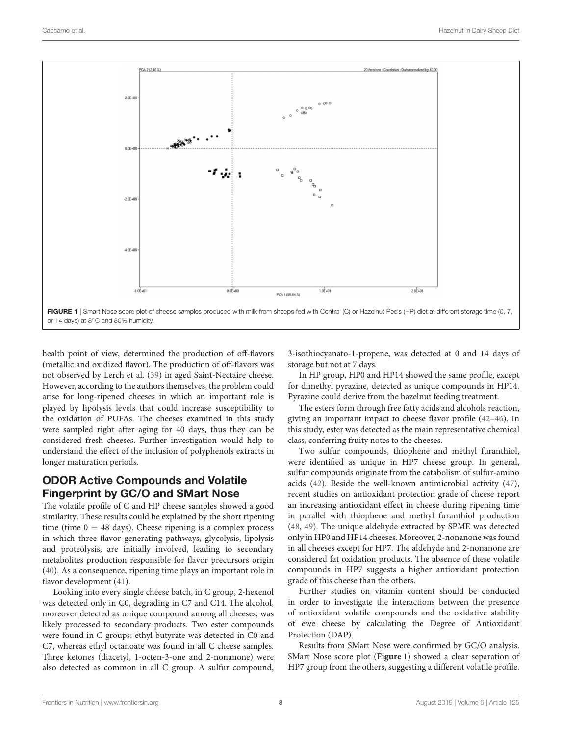FIGURE 1 | Smart Nose score plot of cheese samples produced with milk from sheeps fed with Control (C) or Hazelnut Peels (HP) diet at different storage time (0, 7, or 14 days) at 8°C and 80% humidity.

health point of view, determined the production of off-flavors (metallic and oxidized flavor). The production of off-flavors was not observed by Lerch et al. (39) in aged Saint-Nectaire cheese. However, according to the authors themselves, the problem could arise for long-ripened cheeses in which an important role is played by lipolysis levels that could increase susceptibility to the oxidation of PUFAs. The cheeses examined in this study were sampled right after aging for 40 days, thus they can be considered fresh cheeses. Further investigation would help to understand the effect of the inclusion of polyphenols extracts in longer maturation periods.

## ODOR Active Compounds and Volatile Fingerprint by GC/O and SMart Nose

The volatile profile of C and HP cheese samples showed a good similarity. These results could be explained by the short ripening time (time 0 = 48 days). Cheese ripening is a complex process in which three flavor generating pathways, glycolysis, lipolysis and proteolysis, are initially involved, leading to secondary metabolites production responsible for flavor precursors origin (40). As a consequence, ripening time plays an important role in flavor development (41).

Looking into every single cheese batch, in C group, 2-hexenol was detected only in C0, degrading in C7 and C14. The alcohol, moreover detected as unique compound among all cheeses, was likely processed to secondary products. Two ester compounds were found in C groups: ethyl butyrate was detected in C0 and C7, whereas ethyl octanoate was found in all C cheese samples. Three ketones (diacetyl, 1-octen-3-one and 2-nonanone) were also detected as common in all C group. A sulfur compound, 3-isothiocyanato-1-propene, was detected at 0 and 14 days of storage but not at 7 days.

In HP group, HP0 and HP14 showed the same profile, except for dimethyl pyrazine, detected as unique compounds in HP14. Pyrazine could derive from the hazelnut feeding treatment.

The esters form through free fatty acids and alcohols reaction, giving an important impact to cheese flavor profile (42–46). In this study, ester was detected as the main representative chemical class, conferring fruity notes to the cheeses.

Two sulfur compounds, thiophene and methyl furanthiol, were identified as unique in HP7 cheese group. In general, sulfur compounds originate from the catabolism of sulfur-amino acids (42). Beside the well-known antimicrobial activity (47), recent studies on antioxidant protection grade of cheese report an increasing antioxidant effect in cheese during ripening time in parallel with thiophene and methyl furanthiol production (48, 49). The unique aldehyde extracted by SPME was detected only in HP0 and HP14 cheeses. Moreover, 2-nonanone was found in all cheeses except for HP7. The aldehyde and 2-nonanone are considered fat oxidation products. The absence of these volatile compounds in HP7 suggests a higher antioxidant protection grade of this cheese than the others.

Further studies on vitamin content should be conducted in order to investigate the interactions between the presence of antioxidant volatile compounds and the oxidative stability of ewe cheese by calculating the Degree of Antioxidant Protection (DAP).

Results from SMart Nose were confirmed by GC/O analysis. SMart Nose score plot (**Figure 1**) showed a clear separation of HP7 group from the others, suggesting a different volatile profile.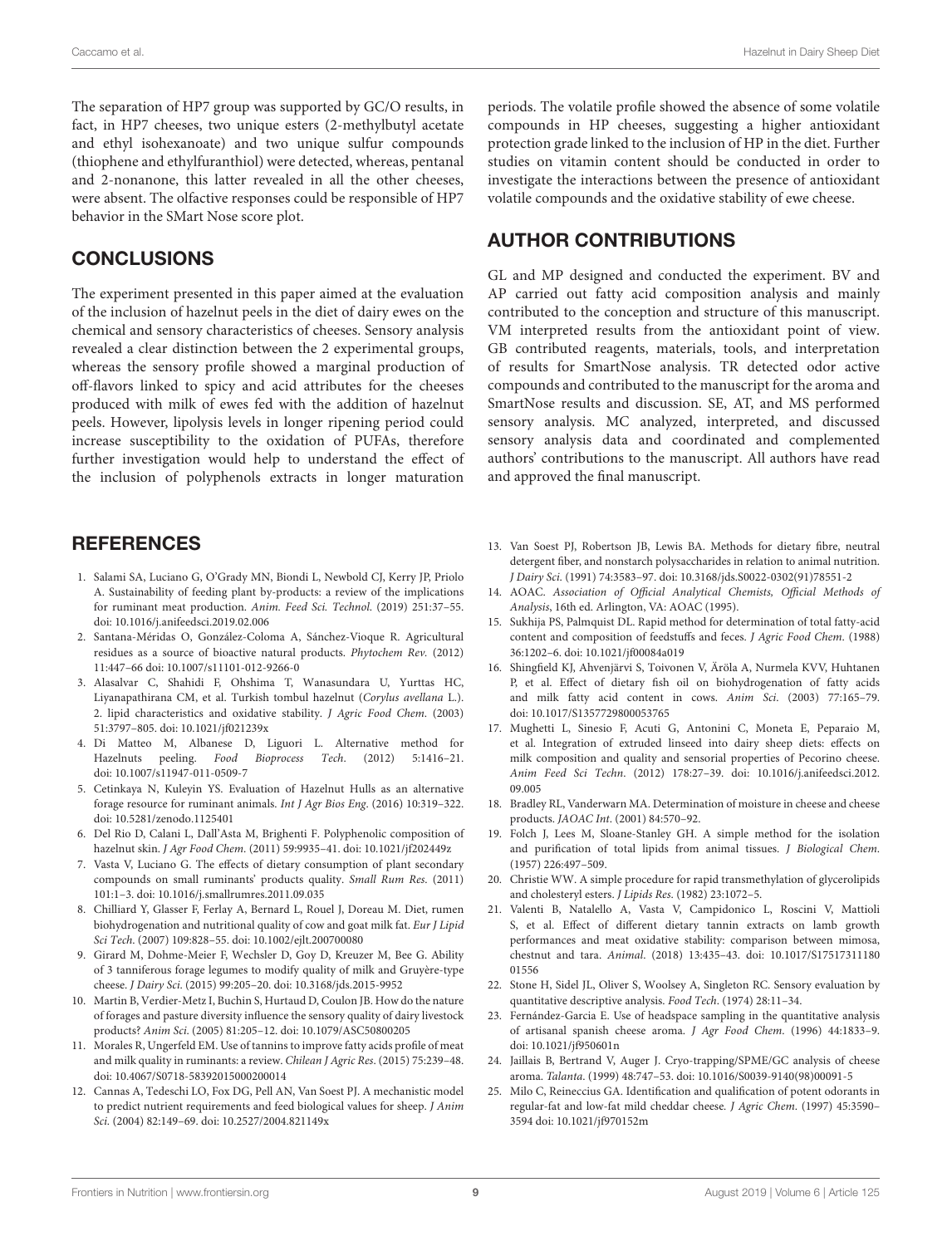The separation of HP7 group was supported by GC/O results, in fact, in HP7 cheeses, two unique esters (2-methylbutyl acetate and ethyl isohexanoate) and two unique sulfur compounds (thiophene and ethylfuranthiol) were detected, whereas, pentanal and 2-nonanone, this latter revealed in all the other cheeses, were absent. The olfactive responses could be responsible of HP7 behavior in the SMart Nose score plot.

## CONCLUSIONS

The experiment presented in this paper aimed at the evaluation of the inclusion of hazelnut peels in the diet of dairy ewes on the chemical and sensory characteristics of cheeses. Sensory analysis revealed a clear distinction between the 2 experimental groups, whereas the sensory profile showed a marginal production of off-flavors linked to spicy and acid attributes for the cheeses produced with milk of ewes fed with the addition of hazelnut peels. However, lipolysis levels in longer ripening period could increase susceptibility to the oxidation of PUFAs, therefore further investigation would help to understand the effect of the inclusion of polyphenols extracts in longer maturation periods. The volatile profile showed the absence of some volatile compounds in HP cheeses, suggesting a higher antioxidant protection grade linked to the inclusion of HP in the diet. Further studies on vitamin content should be conducted in order to investigate the interactions between the presence of antioxidant volatile compounds and the oxidative stability of ewe cheese.

## AUTHOR CONTRIBUTIONS

GL and MP designed and conducted the experiment. BV and AP carried out fatty acid composition analysis and mainly contributed to the conception and structure of this manuscript. VM interpreted results from the antioxidant point of view. GB contributed reagents, materials, tools, and interpretation of results for SmartNose analysis. TR detected odor active compounds and contributed to the manuscript for the aroma and SmartNose results and discussion. SE, AT, and MS performed sensory analysis. MC analyzed, interpreted, and discussed sensory analysis data and coordinated and complemented authors' contributions to the manuscript. All authors have read and approved the final manuscript.

## REFERENCES

1. Salami SA, Luciano G, O'Grady MN, Biondi L, Newbold CJ, Kerry JP, Priolo A. Sustainability of feeding plant by-products: a review of the implications for ruminant meat production. *Anim. Feed Sci. Technol*. (2019) 251:37–55. doi: 10.1016/j.anifeedsci.2019.02.006
2. Santana-Méridas O, González-Coloma A, Sánchez-Vioque R. Agricultural residues as a source of bioactive natural products. *Phytochem Rev*. (2012) 11:447–66 doi: 10.1007/s11101-012-9266-0
3. Alasalvar C, Shahidi F, Ohshima T, Wanasundara U, Yurttas HC, Liyanapathirana CM, et al. Turkish tombul hazelnut (*Corylus avellana* L.). 2. lipid characteristics and oxidative stability. *J Agric Food Chem*. (2003) 51:3797–805. doi: 10.1021/jf021239x
4. Di Matteo M, Albanese D, Liguori L. Alternative method for Hazelnuts peeling. *Food Bioprocess Tech*. (2012) 5:1416–21. doi: 10.1007/s11947-011-0509-7
5. Cetinkaya N, Kuleyin YS. Evaluation of Hazelnut Hulls as an alternative forage resource for ruminant animals. *Int J Agr Bios Eng*. (2016) 10:319–322. doi: 10.5281/zenodo.1125401
6. Del Rio D, Calani L, Dall'Asta M, Brighenti F. Polyphenolic composition of hazelnut skin. *J Agr Food Chem*. (2011) 59:9935–41. doi: 10.1021/jf202449z
7. Vasta V, Luciano G. The effects of dietary consumption of plant secondary compounds on small ruminants' products quality. *Small Rum Res*. (2011) 101:1–3. doi: 10.1016/j.smallrumres.2011.09.035
8. Chilliard Y, Glasser F, Ferlay A, Bernard L, Rouel J, Doreau M. Diet, rumen biohydrogenation and nutritional quality of cow and goat milk fat. *Eur J Lipid Sci Tech*. (2007) 109:828–55. doi: 10.1002/ejlt.200700080
9. Girard M, Dohme-Meier F, Wechsler D, Goy D, Kreuzer M, Bee G. Ability of 3 tanniferous forage legumes to modify quality of milk and Gruyère-type cheese. *J Dairy Sci*. (2015) 99:205–20. doi: 10.3168/jds.2015-9952
10. Martin B, Verdier-Metz I, Buchin S, Hurtaud D, Coulon JB. How do the nature of forages and pasture diversity influence the sensory quality of dairy livestock products? *Anim Sci*. (2005) 81:205–12. doi: 10.1079/ASC50800205
11. Morales R, Ungerfeld EM. Use of tannins to improve fatty acids profile of meat and milk quality in ruminants: a review. *Chilean J Agric Res*. (2015) 75:239–48. doi: 10.4067/S0718-58392015000200014
12. Cannas A, Tedeschi LO, Fox DG, Pell AN, Van Soest PJ. A mechanistic model to predict nutrient requirements and feed biological values for sheep. *J Anim Sci*. (2004) 82:149–69. doi: 10.2527/2004.821149x
13. Van Soest PJ, Robertson JB, Lewis BA. Methods for dietary fibre, neutral detergent fiber, and nonstarch polysaccharides in relation to animal nutrition. *J Dairy Sci*. (1991) 74:3583–97. doi: 10.3168/jds.S0022-0302(91)78551-2
14. AOAC. *Association of Official Analytical Chemists, Official Methods of Analysis*, 16th ed. Arlington, VA: AOAC (1995).
15. Sukhija PS, Palmquist DL. Rapid method for determination of total fatty-acid content and composition of feedstuffs and feces. *J Agric Food Chem*. (1988) 36:1202–6. doi: 10.1021/jf00084a019
16. Shingfield KJ, Ahvenjärvi S, Toivonen V, Ärölä A, Nurmela KVV, Huhtanen P, et al. Effect of dietary fish oil on biohydrogenation of fatty acids and milk fatty acid content in cows. *Anim Sci*. (2003) 77:165–79. doi: 10.1017/S1357729800053765
17. Mughetti L, Sinesio F, Acuti G, Antonini C, Moneta E, Peparaio M, et al. Integration of extruded linseed into dairy sheep diets: effects on milk composition and quality and sensorial properties of Pecorino cheese. *Anim Feed Sci Techn*. (2012) 178:27–39. doi: 10.1016/j.anifeedsci.2012.09.005
18. Bradley RL, Vanderwarn MA. Determination of moisture in cheese and cheese products. *JAOAC Int*. (2001) 84:570–92.
19. Folch J, Lees M, Sloane-Stanley GH. A simple method for the isolation and purification of total lipids from animal tissues. *J Biological Chem*. (1957) 226:497–509.
20. Christie WW. A simple procedure for rapid transmethylation of glycerolipids and cholesteryl esters. *J Lipids Res*. (1982) 23:1072–5.
21. Valenti B, Natalello A, Vasta V, Campidonico L, Roscini V, Mattioli S, et al. Effect of different dietary tannin extracts on lamb growth performances and meat oxidative stability: comparison between mimosa, chestnut and tara. *Animal*. (2018) 13:435–43. doi: 10.1017/S1751731118001556
22. Stone H, Sidel JL, Oliver S, Woolsey A, Singleton RC. Sensory evaluation by quantitative descriptive analysis. *Food Tech*. (1974) 28:11–34.
23. Fernández-Garcia E. Use of headspace sampling in the quantitative analysis of artisanal spanish cheese aroma. *J Agr Food Chem*. (1996) 44:1833–9. doi: 10.1021/jf950601n
24. Jaillais B, Bertrand V, Auger J. Cryo-trapping/SPME/GC analysis of cheese aroma. *Talanta*. (1999) 48:747–53. doi: 10.1016/S0039-9140(98)00091-5
25. Milo C, Reineccius GA. Identification and qualification of potent odorants in regular-fat and low-fat mild cheddar cheese. *J Agric Chem*. (1997) 45:3590–3594 doi: 10.1021/jf970152m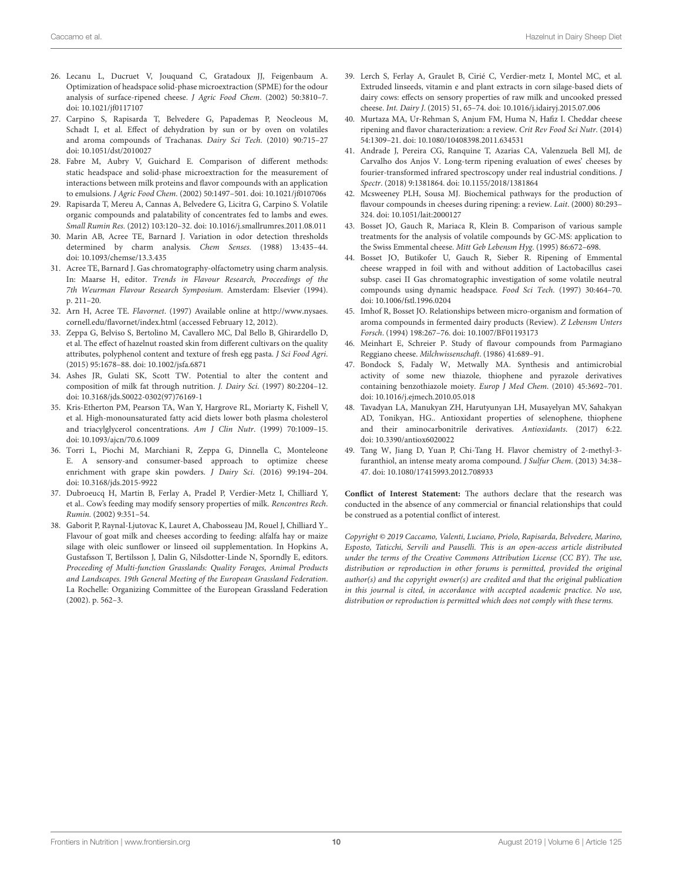26. Lecanu L, Ducruet V, Jouquand C, Gratadoux JJ, Feigenbaum A. Optimization of headspace solid-phase microextraction (SPME) for the odour analysis of surface-ripened cheese. *J Agric Food Chem*. (2002) 50:3810–7. doi: 10.1021/jf0117107
27. Carpino S, Rapisarda T, Belvedere G, Papademas P, Neocleous M, Schadt I, et al. Effect of dehydration by sun or by oven on volatiles and aroma compounds of Trachanas. *Dairy Sci Tech*. (2010) 90:715–27 doi: 10.1051/dst/2010027
28. Fabre M, Aubry V, Guichard E. Comparison of different methods: static headspace and solid-phase microextraction for the measurement of interactions between milk proteins and flavor compounds with an application to emulsions. *J Agric Food Chem*. (2002) 50:1497–501. doi: 10.1021/jf010706s
29. Rapisarda T, Mereu A, Cannas A, Belvedere G, Licitra G, Carpino S. Volatile organic compounds and palatability of concentrates fed to lambs and ewes. *Small Rumin Res*. (2012) 103:120–32. doi: 10.1016/j.smallrumres.2011.08.011
30. Marin AB, Acree TE, Barnard J. Variation in odor detection thresholds determined by charm analysis. *Chem Senses*. (1988) 13:435–44. doi: 10.1093/chemse/13.3.435
31. Acree TE, Barnard J. Gas chromatography-olfactometry using charm analysis. In: Maarse H, editor. *Trends in Flavour Research, Proceedings of the 7th Weurman Flavour Research Symposium*. Amsterdam: Elsevier (1994). p. 211–20.
32. Arn H, Acree TE. *Flavornet*. (1997) Available online at http://www.nysaes.cornell.edu/flavornet/index.html (accessed February 12, 2012).
33. Zeppa G, Belviso S, Bertolino M, Cavallero MC, Dal Bello B, Ghirardello D, et al. The effect of hazelnut roasted skin from different cultivars on the quality attributes, polyphenol content and texture of fresh egg pasta. *J Sci Food Agri*. (2015) 95:1678–88. doi: 10.1002/jsfa.6871
34. Ashes JR, Gulati SK, Scott TW. Potential to alter the content and composition of milk fat through nutrition. *J. Dairy Sci*. (1997) 80:2204–12. doi: 10.3168/jds.S0022-0302(97)76169-1
35. Kris-Etherton PM, Pearson TA, Wan Y, Hargrove RL, Moriarty K, Fishell V, et al. High-monounsaturated fatty acid diets lower both plasma cholesterol and triacylglycerol concentrations. *Am J Clin Nutr*. (1999) 70:1009–15. doi: 10.1093/ajcn/70.6.1009
36. Torri L, Piochi M, Marchiani R, Zeppa G, Dinnella C, Monteleone E. A sensory-and consumer-based approach to optimize cheese enrichment with grape skin powders. *J Dairy Sci*. (2016) 99:194–204. doi: 10.3168/jds.2015-9922
37. Dubroeucq H, Martin B, Ferlay A, Pradel P, Verdier-Metz I, Chilliard Y, et al.. Cow's feeding may modify sensory properties of milk. *Rencontres Rech. Rumin*. (2002) 9:351–54.
38. Gaborit P, Raynal-Ljutovac K, Lauret A, Chabosseau JM, Rouel J, Chilliard Y.. Flavour of goat milk and cheeses according to feeding: alfalfa hay or maize silage with oleic sunflower or linseed oil supplementation. In Hopkins A, Gustafsson T, Bertilsson J, Dalin G, Nilsdotter-Linde N, Sporndly E, editors. *Proceeding of Multi-function Grasslands: Quality Forages, Animal Products and Landscapes. 19th General Meeting of the European Grassland Federation*. La Rochelle: Organizing Committee of the European Grassland Federation (2002). p. 562–3.
39. Lerch S, Ferlay A, Graulet B, Cirié C, Verdier-metz I, Montel MC, et al. Extruded linseeds, vitamin e and plant extracts in corn silage-based diets of dairy cows: effects on sensory properties of raw milk and uncooked pressed cheese. *Int. Dairy J*. (2015) 51, 65–74. doi: 10.1016/j.idairyj.2015.07.006
40. Murtaza MA, Ur-Rehman S, Anjum FM, Huma N, Hafiz I. Cheddar cheese ripening and flavor characterization: a review. *Crit Rev Food Sci Nutr*. (2014) 54:1309–21. doi: 10.1080/10408398.2011.634531
41. Andrade J, Pereira CG, Ranquine T, Azarias CA, Valenzuela Bell MJ, de Carvalho dos Anjos V. Long-term ripening evaluation of ewes' cheeses by fourier-transformed infrared spectroscopy under real industrial conditions. *J Spectr*. (2018) 9:1381864. doi: 10.1155/2018/1381864
42. Mcsweeney PLH, Sousa MJ. Biochemical pathways for the production of flavour compounds in cheeses during ripening: a review. *Lait*. (2000) 80:293–324. doi: 10.1051/lait:2000127
43. Bosset JO, Gauch R, Mariaca R, Klein B. Comparison of various sample treatments for the analysis of volatile compounds by GC-MS: application to the Swiss Emmental cheese. *Mitt Geb Lebensm Hyg*. (1995) 86:672–698.
44. Bosset JO, Butikofer U, Gauch R, Sieber R. Ripening of Emmental cheese wrapped in foil with and without addition of Lactobacillus casei subsp. casei II Gas chromatographic investigation of some volatile neutral compounds using dynamic headspace. *Food Sci Tech*. (1997) 30:464–70. doi: 10.1006/fstl.1996.0204
45. Imhof R, Bosset JO. Relationships between micro-organism and formation of aroma compounds in fermented dairy products (Review). *Z Lebensm Unters Forsch*. (1994) 198:267–76. doi: 10.1007/BF01193173
46. Meinhart E, Schreier P. Study of flavour compounds from Parmagiano Reggiano cheese. *Milchwissenschaft*. (1986) 41:689–91.
47. Bondock S, Fadaly W, Metwally MA. Synthesis and antimicrobial activity of some new thiazole, thiophene and pyrazole derivatives containing benzothiazole moiety. *Europ J Med Chem*. (2010) 45:3692–701. doi: 10.1016/j.ejmech.2010.05.018
48. Tavadyan LA, Manukyan ZH, Harutyunyan LH, Musayelyan MV, Sahakyan AD, Tonikyan, HG.. Antioxidant properties of selenophene, thiophene and their aminocarbonitrile derivatives. *Antioxidants*. (2017) 6:22. doi: 10.3390/antiox6020022
49. Tang W, Jiang D, Yuan P, Chi-Tang H. Flavor chemistry of 2-methyl-3-furanthiol, an intense meaty aroma compound. *J Sulfur Chem*. (2013) 34:38–47. doi: 10.1080/17415993.2012.708933

**Conflict of Interest Statement:** The authors declare that the research was conducted in the absence of any commercial or financial relationships that could be construed as a potential conflict of interest.

*Copyright © 2019 Caccamo, Valenti, Luciano, Priolo, Rapisarda, Belvedere, Marino, Esposto, Taticchi, Servili and Pauselli. This is an open-access article distributed under the terms of the Creative Commons Attribution License (CC BY). The use, distribution or reproduction in other forums is permitted, provided the original author(s) and the copyright owner(s) are credited and that the original publication in this journal is cited, in accordance with accepted academic practice. No use, distribution or reproduction is permitted which does not comply with these terms.*